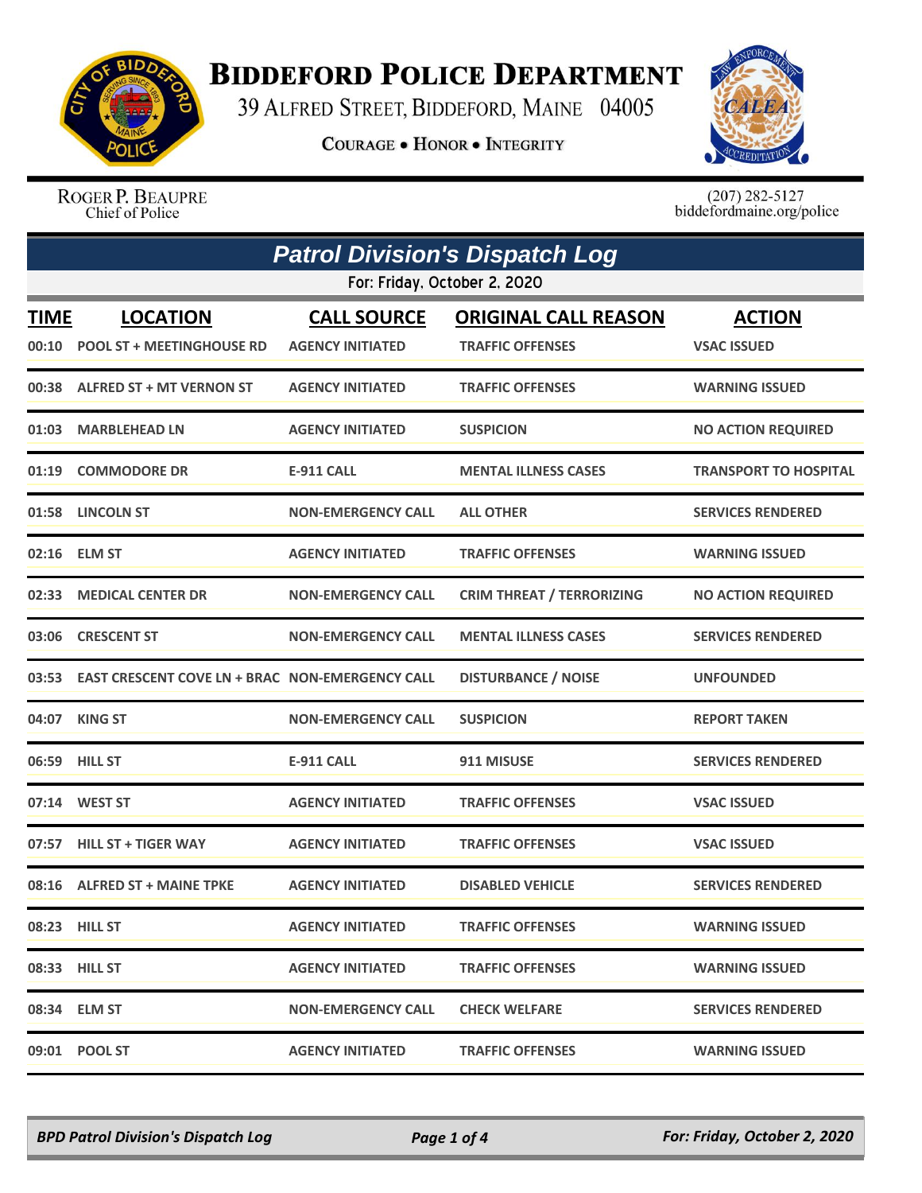# Biddeford Police Department

39 Alfred Street, Biddeford, Maine 04005

**Courage • Honor • Integrity**

Roger P. Beaupre
Chief of Police

(207) 282-5127
biddefordmaine.org/police

## *Patrol Division's Dispatch Log*

For: Friday, October 2, 2020

| TIME | LOCATION | CALL SOURCE | ORIGINAL CALL REASON | ACTION |
|---|---|---|---|---|
| 00:10 | POOL ST + MEETINGHOUSE RD | AGENCY INITIATED | TRAFFIC OFFENSES | VSAC ISSUED |
| 00:38 | ALFRED ST + MT VERNON ST | AGENCY INITIATED | TRAFFIC OFFENSES | WARNING ISSUED |
| 01:03 | MARBLEHEAD LN | AGENCY INITIATED | SUSPICION | NO ACTION REQUIRED |
| 01:19 | COMMODORE DR | E-911 CALL | MENTAL ILLNESS CASES | TRANSPORT TO HOSPITAL |
| 01:58 | LINCOLN ST | NON-EMERGENCY CALL | ALL OTHER | SERVICES RENDERED |
| 02:16 | ELM ST | AGENCY INITIATED | TRAFFIC OFFENSES | WARNING ISSUED |
| 02:33 | MEDICAL CENTER DR | NON-EMERGENCY CALL | CRIM THREAT / TERRORIZING | NO ACTION REQUIRED |
| 03:06 | CRESCENT ST | NON-EMERGENCY CALL | MENTAL ILLNESS CASES | SERVICES RENDERED |
| 03:53 | EAST CRESCENT COVE LN + BRAC | NON-EMERGENCY CALL | DISTURBANCE / NOISE | UNFOUNDED |
| 04:07 | KING ST | NON-EMERGENCY CALL | SUSPICION | REPORT TAKEN |
| 06:59 | HILL ST | E-911 CALL | 911 MISUSE | SERVICES RENDERED |
| 07:14 | WEST ST | AGENCY INITIATED | TRAFFIC OFFENSES | VSAC ISSUED |
| 07:57 | HILL ST + TIGER WAY | AGENCY INITIATED | TRAFFIC OFFENSES | VSAC ISSUED |
| 08:16 | ALFRED ST + MAINE TPKE | AGENCY INITIATED | DISABLED VEHICLE | SERVICES RENDERED |
| 08:23 | HILL ST | AGENCY INITIATED | TRAFFIC OFFENSES | WARNING ISSUED |
| 08:33 | HILL ST | AGENCY INITIATED | TRAFFIC OFFENSES | WARNING ISSUED |
| 08:34 | ELM ST | NON-EMERGENCY CALL | CHECK WELFARE | SERVICES RENDERED |
| 09:01 | POOL ST | AGENCY INITIATED | TRAFFIC OFFENSES | WARNING ISSUED |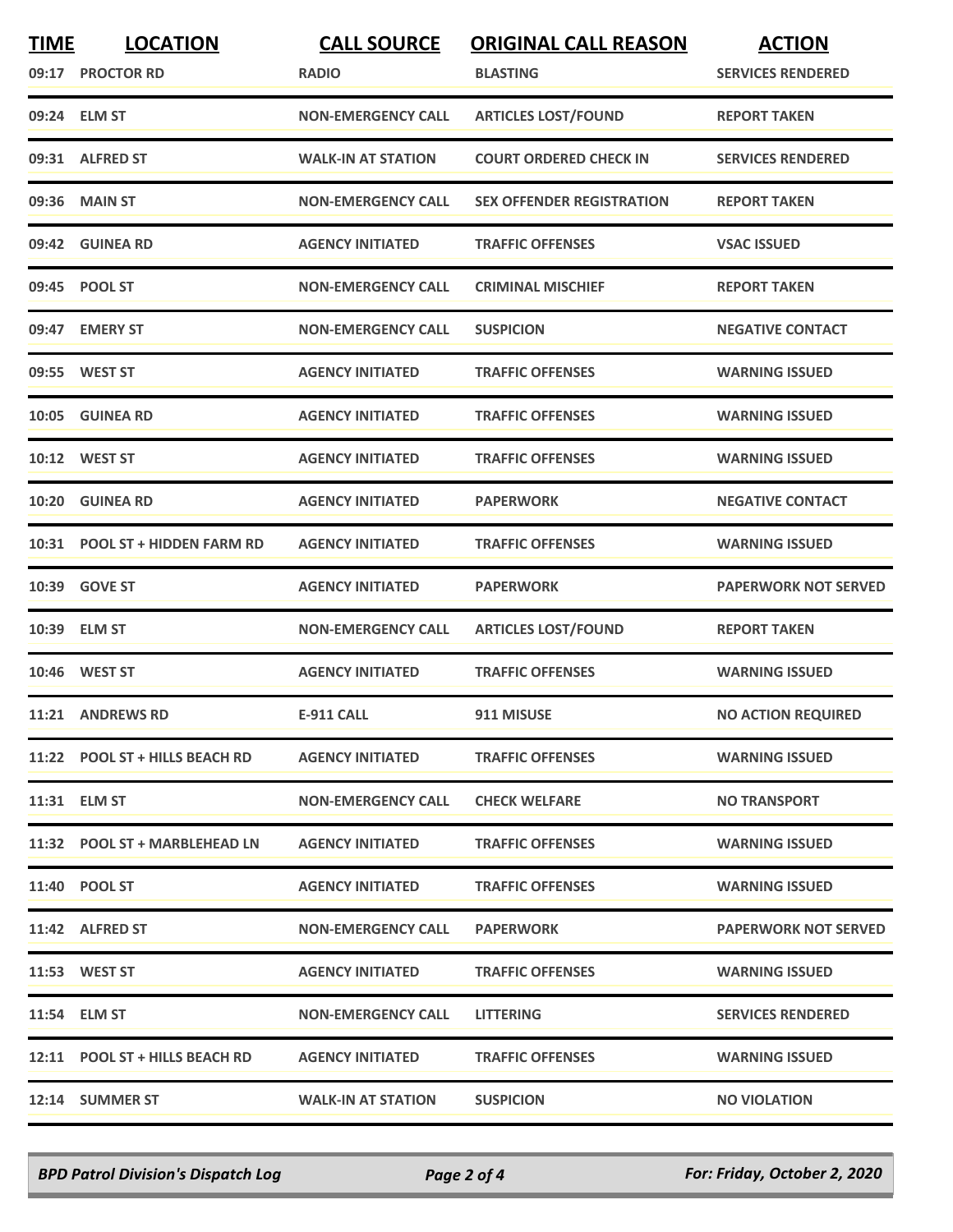| TIME | LOCATION | CALL SOURCE | ORIGINAL CALL REASON | ACTION |
|---|---|---|---|---|
| 09:17 | PROCTOR RD | RADIO | BLASTING | SERVICES RENDERED |
| 09:24 | ELM ST | NON-EMERGENCY CALL | ARTICLES LOST/FOUND | REPORT TAKEN |
| 09:31 | ALFRED ST | WALK-IN AT STATION | COURT ORDERED CHECK IN | SERVICES RENDERED |
| 09:36 | MAIN ST | NON-EMERGENCY CALL | SEX OFFENDER REGISTRATION | REPORT TAKEN |
| 09:42 | GUINEA RD | AGENCY INITIATED | TRAFFIC OFFENSES | VSAC ISSUED |
| 09:45 | POOL ST | NON-EMERGENCY CALL | CRIMINAL MISCHIEF | REPORT TAKEN |
| 09:47 | EMERY ST | NON-EMERGENCY CALL | SUSPICION | NEGATIVE CONTACT |
| 09:55 | WEST ST | AGENCY INITIATED | TRAFFIC OFFENSES | WARNING ISSUED |
| 10:05 | GUINEA RD | AGENCY INITIATED | TRAFFIC OFFENSES | WARNING ISSUED |
| 10:12 | WEST ST | AGENCY INITIATED | TRAFFIC OFFENSES | WARNING ISSUED |
| 10:20 | GUINEA RD | AGENCY INITIATED | PAPERWORK | NEGATIVE CONTACT |
| 10:31 | POOL ST + HIDDEN FARM RD | AGENCY INITIATED | TRAFFIC OFFENSES | WARNING ISSUED |
| 10:39 | GOVE ST | AGENCY INITIATED | PAPERWORK | PAPERWORK NOT SERVED |
| 10:39 | ELM ST | NON-EMERGENCY CALL | ARTICLES LOST/FOUND | REPORT TAKEN |
| 10:46 | WEST ST | AGENCY INITIATED | TRAFFIC OFFENSES | WARNING ISSUED |
| 11:21 | ANDREWS RD | E-911 CALL | 911 MISUSE | NO ACTION REQUIRED |
| 11:22 | POOL ST + HILLS BEACH RD | AGENCY INITIATED | TRAFFIC OFFENSES | WARNING ISSUED |
| 11:31 | ELM ST | NON-EMERGENCY CALL | CHECK WELFARE | NO TRANSPORT |
| 11:32 | POOL ST + MARBLEHEAD LN | AGENCY INITIATED | TRAFFIC OFFENSES | WARNING ISSUED |
| 11:40 | POOL ST | AGENCY INITIATED | TRAFFIC OFFENSES | WARNING ISSUED |
| 11:42 | ALFRED ST | NON-EMERGENCY CALL | PAPERWORK | PAPERWORK NOT SERVED |
| 11:53 | WEST ST | AGENCY INITIATED | TRAFFIC OFFENSES | WARNING ISSUED |
| 11:54 | ELM ST | NON-EMERGENCY CALL | LITTERING | SERVICES RENDERED |
| 12:11 | POOL ST + HILLS BEACH RD | AGENCY INITIATED | TRAFFIC OFFENSES | WARNING ISSUED |
| 12:14 | SUMMER ST | WALK-IN AT STATION | SUSPICION | NO VIOLATION |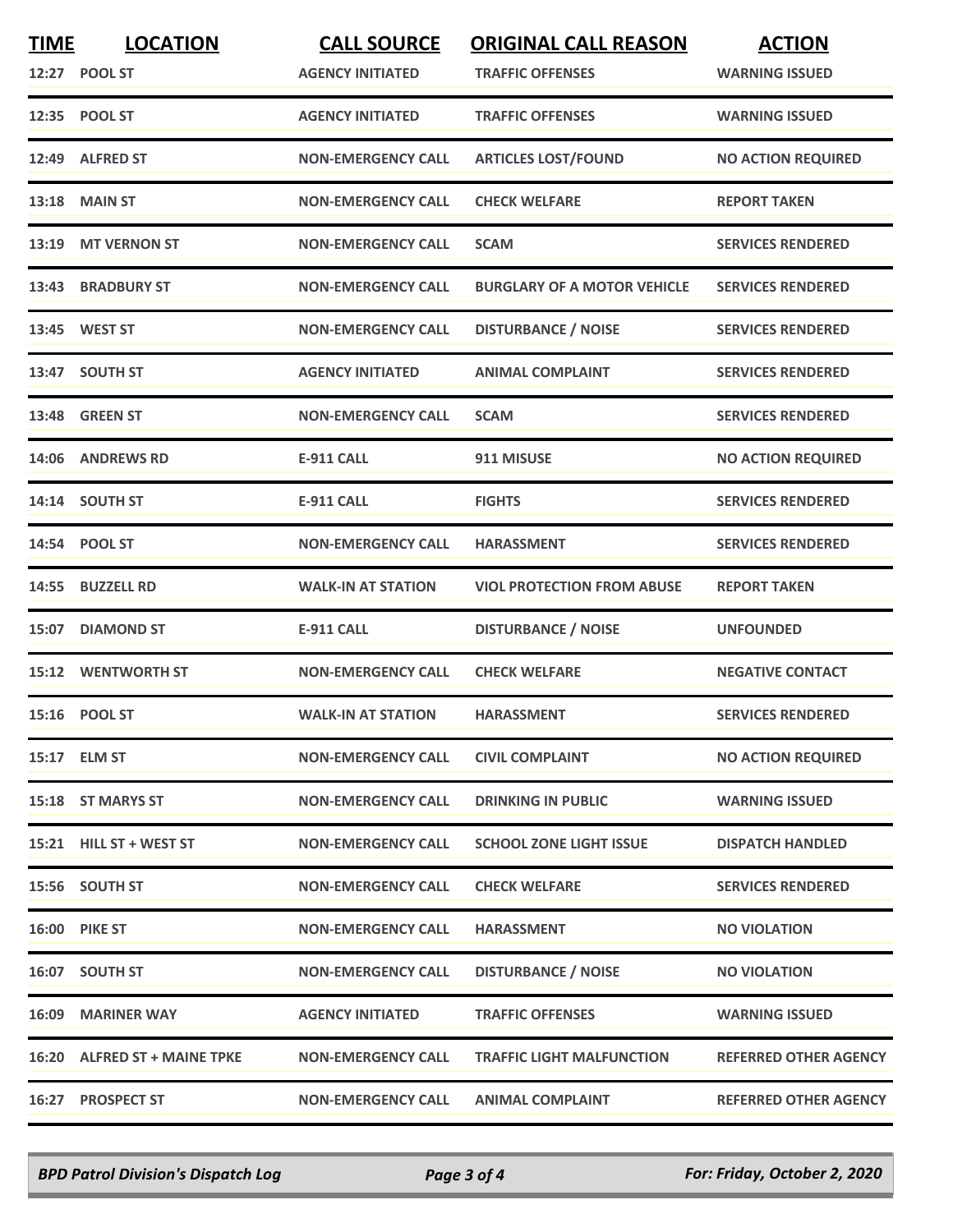| TIME | LOCATION | CALL SOURCE | ORIGINAL CALL REASON | ACTION |
|---|---|---|---|---|
| 12:27 | POOL ST | AGENCY INITIATED | TRAFFIC OFFENSES | WARNING ISSUED |
| 12:35 | POOL ST | AGENCY INITIATED | TRAFFIC OFFENSES | WARNING ISSUED |
| 12:49 | ALFRED ST | NON-EMERGENCY CALL | ARTICLES LOST/FOUND | NO ACTION REQUIRED |
| 13:18 | MAIN ST | NON-EMERGENCY CALL | CHECK WELFARE | REPORT TAKEN |
| 13:19 | MT VERNON ST | NON-EMERGENCY CALL | SCAM | SERVICES RENDERED |
| 13:43 | BRADBURY ST | NON-EMERGENCY CALL | BURGLARY OF A MOTOR VEHICLE | SERVICES RENDERED |
| 13:45 | WEST ST | NON-EMERGENCY CALL | DISTURBANCE / NOISE | SERVICES RENDERED |
| 13:47 | SOUTH ST | AGENCY INITIATED | ANIMAL COMPLAINT | SERVICES RENDERED |
| 13:48 | GREEN ST | NON-EMERGENCY CALL | SCAM | SERVICES RENDERED |
| 14:06 | ANDREWS RD | E-911 CALL | 911 MISUSE | NO ACTION REQUIRED |
| 14:14 | SOUTH ST | E-911 CALL | FIGHTS | SERVICES RENDERED |
| 14:54 | POOL ST | NON-EMERGENCY CALL | HARASSMENT | SERVICES RENDERED |
| 14:55 | BUZZELL RD | WALK-IN AT STATION | VIOL PROTECTION FROM ABUSE | REPORT TAKEN |
| 15:07 | DIAMOND ST | E-911 CALL | DISTURBANCE / NOISE | UNFOUNDED |
| 15:12 | WENTWORTH ST | NON-EMERGENCY CALL | CHECK WELFARE | NEGATIVE CONTACT |
| 15:16 | POOL ST | WALK-IN AT STATION | HARASSMENT | SERVICES RENDERED |
| 15:17 | ELM ST | NON-EMERGENCY CALL | CIVIL COMPLAINT | NO ACTION REQUIRED |
| 15:18 | ST MARYS ST | NON-EMERGENCY CALL | DRINKING IN PUBLIC | WARNING ISSUED |
| 15:21 | HILL ST + WEST ST | NON-EMERGENCY CALL | SCHOOL ZONE LIGHT ISSUE | DISPATCH HANDLED |
| 15:56 | SOUTH ST | NON-EMERGENCY CALL | CHECK WELFARE | SERVICES RENDERED |
| 16:00 | PIKE ST | NON-EMERGENCY CALL | HARASSMENT | NO VIOLATION |
| 16:07 | SOUTH ST | NON-EMERGENCY CALL | DISTURBANCE / NOISE | NO VIOLATION |
| 16:09 | MARINER WAY | AGENCY INITIATED | TRAFFIC OFFENSES | WARNING ISSUED |
| 16:20 | ALFRED ST + MAINE TPKE | NON-EMERGENCY CALL | TRAFFIC LIGHT MALFUNCTION | REFERRED OTHER AGENCY |
| 16:27 | PROSPECT ST | NON-EMERGENCY CALL | ANIMAL COMPLAINT | REFERRED OTHER AGENCY |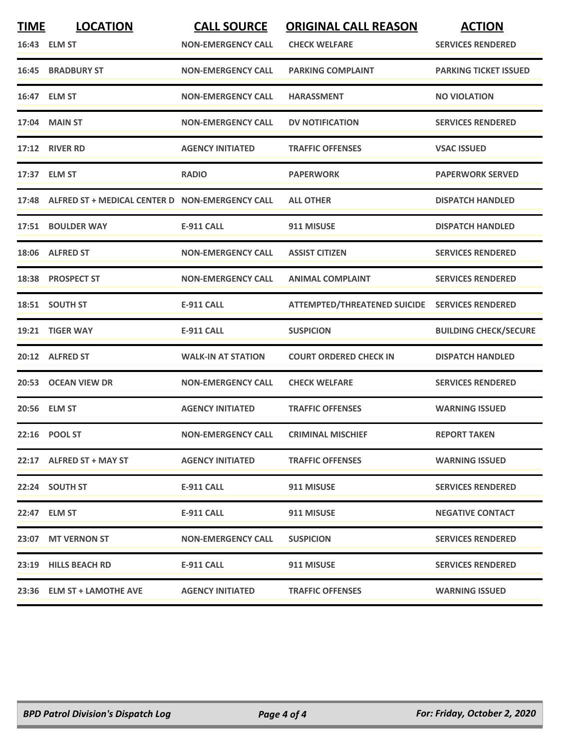| TIME | LOCATION | CALL SOURCE | ORIGINAL CALL REASON | ACTION |
|---|---|---|---|---|
| 16:43 | ELM ST | NON-EMERGENCY CALL | CHECK WELFARE | SERVICES RENDERED |
| 16:45 | BRADBURY ST | NON-EMERGENCY CALL | PARKING COMPLAINT | PARKING TICKET ISSUED |
| 16:47 | ELM ST | NON-EMERGENCY CALL | HARASSMENT | NO VIOLATION |
| 17:04 | MAIN ST | NON-EMERGENCY CALL | DV NOTIFICATION | SERVICES RENDERED |
| 17:12 | RIVER RD | AGENCY INITIATED | TRAFFIC OFFENSES | VSAC ISSUED |
| 17:37 | ELM ST | RADIO | PAPERWORK | PAPERWORK SERVED |
| 17:48 | ALFRED ST + MEDICAL CENTER D | NON-EMERGENCY CALL | ALL OTHER | DISPATCH HANDLED |
| 17:51 | BOULDER WAY | E-911 CALL | 911 MISUSE | DISPATCH HANDLED |
| 18:06 | ALFRED ST | NON-EMERGENCY CALL | ASSIST CITIZEN | SERVICES RENDERED |
| 18:38 | PROSPECT ST | NON-EMERGENCY CALL | ANIMAL COMPLAINT | SERVICES RENDERED |
| 18:51 | SOUTH ST | E-911 CALL | ATTEMPTED/THREATENED SUICIDE | SERVICES RENDERED |
| 19:21 | TIGER WAY | E-911 CALL | SUSPICION | BUILDING CHECK/SECURE |
| 20:12 | ALFRED ST | WALK-IN AT STATION | COURT ORDERED CHECK IN | DISPATCH HANDLED |
| 20:53 | OCEAN VIEW DR | NON-EMERGENCY CALL | CHECK WELFARE | SERVICES RENDERED |
| 20:56 | ELM ST | AGENCY INITIATED | TRAFFIC OFFENSES | WARNING ISSUED |
| 22:16 | POOL ST | NON-EMERGENCY CALL | CRIMINAL MISCHIEF | REPORT TAKEN |
| 22:17 | ALFRED ST + MAY ST | AGENCY INITIATED | TRAFFIC OFFENSES | WARNING ISSUED |
| 22:24 | SOUTH ST | E-911 CALL | 911 MISUSE | SERVICES RENDERED |
| 22:47 | ELM ST | E-911 CALL | 911 MISUSE | NEGATIVE CONTACT |
| 23:07 | MT VERNON ST | NON-EMERGENCY CALL | SUSPICION | SERVICES RENDERED |
| 23:19 | HILLS BEACH RD | E-911 CALL | 911 MISUSE | SERVICES RENDERED |
| 23:36 | ELM ST + LAMOTHE AVE | AGENCY INITIATED | TRAFFIC OFFENSES | WARNING ISSUED |